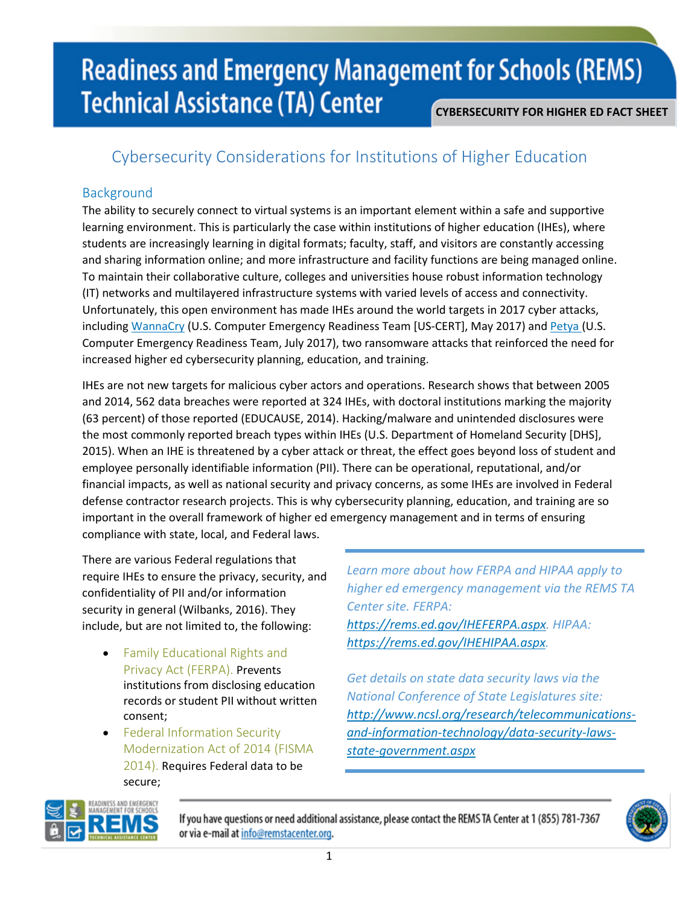# Readiness and Emergency Management for Schools (REMS) Technical Assistance (TA) Center

**CYBERSECURITY FOR HIGHER ED FACT SHEET**

## Cybersecurity Considerations for Institutions of Higher Education

### Background

The ability to securely connect to virtual systems is an important element within a safe and supportive learning environment. This is particularly the case within institutions of higher education (IHEs), where students are increasingly learning in digital formats; faculty, staff, and visitors are constantly accessing and sharing information online; and more infrastructure and facility functions are being managed online. To maintain their collaborative culture, colleges and universities house robust information technology (IT) networks and multilayered infrastructure systems with varied levels of access and connectivity. Unfortunately, this open environment has made IHEs around the world targets in 2017 cyber attacks, including [WannaCry](#) (U.S. Computer Emergency Readiness Team [US-CERT], May 2017) and [Petya](#) (U.S. Computer Emergency Readiness Team, July 2017), two ransomware attacks that reinforced the need for increased higher ed cybersecurity planning, education, and training.

IHEs are not new targets for malicious cyber actors and operations. Research shows that between 2005 and 2014, 562 data breaches were reported at 324 IHEs, with doctoral institutions marking the majority (63 percent) of those reported (EDUCAUSE, 2014). Hacking/malware and unintended disclosures were the most commonly reported breach types within IHEs (U.S. Department of Homeland Security [DHS], 2015). When an IHE is threatened by a cyber attack or threat, the effect goes beyond loss of student and employee personally identifiable information (PII). There can be operational, reputational, and/or financial impacts, as well as national security and privacy concerns, as some IHEs are involved in Federal defense contractor research projects. This is why cybersecurity planning, education, and training are so important in the overall framework of higher ed emergency management and in terms of ensuring compliance with state, local, and Federal laws.

There are various Federal regulations that require IHEs to ensure the privacy, security, and confidentiality of PII and/or information security in general (Wilbanks, 2016). They include, but are not limited to, the following:

- Family Educational Rights and Privacy Act (FERPA). Prevents institutions from disclosing education records or student PII without written consent;
- Federal Information Security Modernization Act of 2014 (FISMA 2014). Requires Federal data to be secure;

---

*Learn more about how FERPA and HIPAA apply to higher ed emergency management via the REMS TA Center site. FERPA: [https://rems.ed.gov/IHEFERPA.aspx](https://rems.ed.gov/IHEFERPA.aspx). HIPAA: [https://rems.ed.gov/IHEHIPAA.aspx](https://rems.ed.gov/IHEHIPAA.aspx).*

*Get details on state data security laws via the National Conference of State Legislatures site: [http://www.ncsl.org/research/telecommunications-and-information-technology/data-security-laws-state-government.aspx](http://www.ncsl.org/research/telecommunications-and-information-technology/data-security-laws-state-government.aspx)*

---

If you have questions or need additional assistance, please contact the REMS TA Center at 1 (855) 781-7367 or via e-mail at [info@remstacenter.org](mailto:info@remstacenter.org).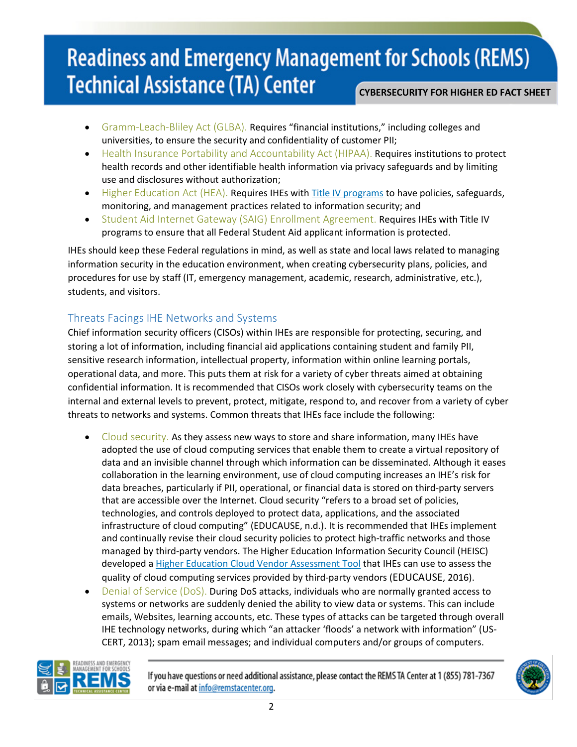- Gramm-Leach-Bliley Act (GLBA). Requires "financial institutions," including colleges and universities, to ensure the security and confidentiality of customer PII;
- Health Insurance Portability and Accountability Act (HIPAA). Requires institutions to protect health records and other identifiable health information via privacy safeguards and by limiting use and disclosures without authorization;
- Higher Education Act (HEA). Requires IHEs with Title IV programs to have policies, safeguards, monitoring, and management practices related to information security; and
- Student Aid Internet Gateway (SAIG) Enrollment Agreement. Requires IHEs with Title IV programs to ensure that all Federal Student Aid applicant information is protected.

IHEs should keep these Federal regulations in mind, as well as state and local laws related to managing information security in the education environment, when creating cybersecurity plans, policies, and procedures for use by staff (IT, emergency management, academic, research, administrative, etc.), students, and visitors.

## Threats Facing IHE Networks and Systems

Chief information security officers (CISOs) within IHEs are responsible for protecting, securing, and storing a lot of information, including financial aid applications containing student and family PII, sensitive research information, intellectual property, information within online learning portals, operational data, and more. This puts them at risk for a variety of cyber threats aimed at obtaining confidential information. It is recommended that CISOs work closely with cybersecurity teams on the internal and external levels to prevent, protect, mitigate, respond to, and recover from a variety of cyber threats to networks and systems. Common threats that IHEs face include the following:

- Cloud security. As they assess new ways to store and share information, many IHEs have adopted the use of cloud computing services that enable them to create a virtual repository of data and an invisible channel through which information can be disseminated. Although it eases collaboration in the learning environment, use of cloud computing increases an IHE's risk for data breaches, particularly if PII, operational, or financial data is stored on third-party servers that are accessible over the Internet. Cloud security "refers to a broad set of policies, technologies, and controls deployed to protect data, applications, and the associated infrastructure of cloud computing" (EDUCAUSE, n.d.). It is recommended that IHEs implement and continually revise their cloud security policies to protect high-traffic networks and those managed by third-party vendors. The Higher Education Information Security Council (HEISC) developed a Higher Education Cloud Vendor Assessment Tool that IHEs can use to assess the quality of cloud computing services provided by third-party vendors (EDUCAUSE, 2016).
- Denial of Service (DoS). During DoS attacks, individuals who are normally granted access to systems or networks are suddenly denied the ability to view data or systems. This can include emails, Websites, learning accounts, etc. These types of attacks can be targeted through overall IHE technology networks, during which "an attacker 'floods' a network with information" (US-CERT, 2013); spam email messages; and individual computers and/or groups of computers.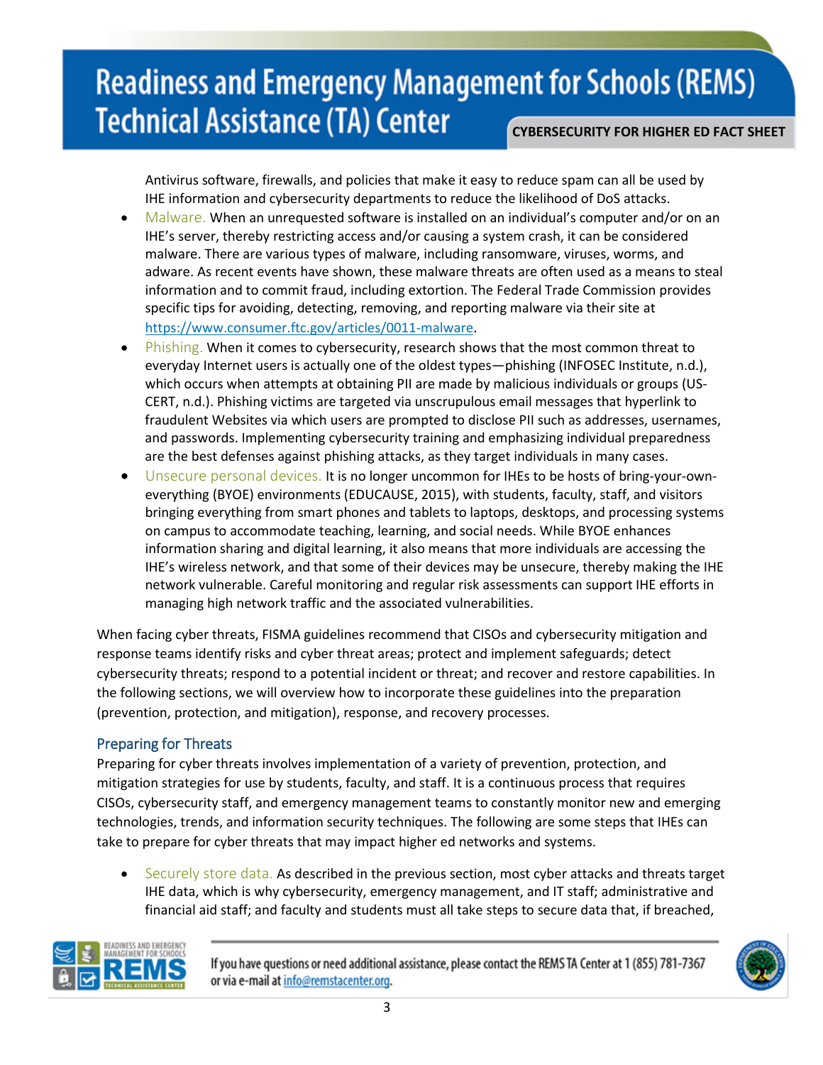Antivirus software, firewalls, and policies that make it easy to reduce spam can all be used by IHE information and cybersecurity departments to reduce the likelihood of DoS attacks.

- Malware. When an unrequested software is installed on an individual's computer and/or on an IHE's server, thereby restricting access and/or causing a system crash, it can be considered malware. There are various types of malware, including ransomware, viruses, worms, and adware. As recent events have shown, these malware threats are often used as a means to steal information and to commit fraud, including extortion. The Federal Trade Commission provides specific tips for avoiding, detecting, removing, and reporting malware via their site at https://www.consumer.ftc.gov/articles/0011-malware.
- Phishing. When it comes to cybersecurity, research shows that the most common threat to everyday Internet users is actually one of the oldest types—phishing (INFOSEC Institute, n.d.), which occurs when attempts at obtaining PII are made by malicious individuals or groups (US-CERT, n.d.). Phishing victims are targeted via unscrupulous email messages that hyperlink to fraudulent Websites via which users are prompted to disclose PII such as addresses, usernames, and passwords. Implementing cybersecurity training and emphasizing individual preparedness are the best defenses against phishing attacks, as they target individuals in many cases.
- Unsecure personal devices. It is no longer uncommon for IHEs to be hosts of bring-your-own-everything (BYOE) environments (EDUCAUSE, 2015), with students, faculty, staff, and visitors bringing everything from smart phones and tablets to laptops, desktops, and processing systems on campus to accommodate teaching, learning, and social needs. While BYOE enhances information sharing and digital learning, it also means that more individuals are accessing the IHE's wireless network, and that some of their devices may be unsecure, thereby making the IHE network vulnerable. Careful monitoring and regular risk assessments can support IHE efforts in managing high network traffic and the associated vulnerabilities.

When facing cyber threats, FISMA guidelines recommend that CISOs and cybersecurity mitigation and response teams identify risks and cyber threat areas; protect and implement safeguards; detect cybersecurity threats; respond to a potential incident or threat; and recover and restore capabilities. In the following sections, we will overview how to incorporate these guidelines into the preparation (prevention, protection, and mitigation), response, and recovery processes.

## Preparing for Threats

Preparing for cyber threats involves implementation of a variety of prevention, protection, and mitigation strategies for use by students, faculty, and staff. It is a continuous process that requires CISOs, cybersecurity staff, and emergency management teams to constantly monitor new and emerging technologies, trends, and information security techniques. The following are some steps that IHEs can take to prepare for cyber threats that may impact higher ed networks and systems.

- Securely store data. As described in the previous section, most cyber attacks and threats target IHE data, which is why cybersecurity, emergency management, and IT staff; administrative and financial aid staff; and faculty and students must all take steps to secure data that, if breached,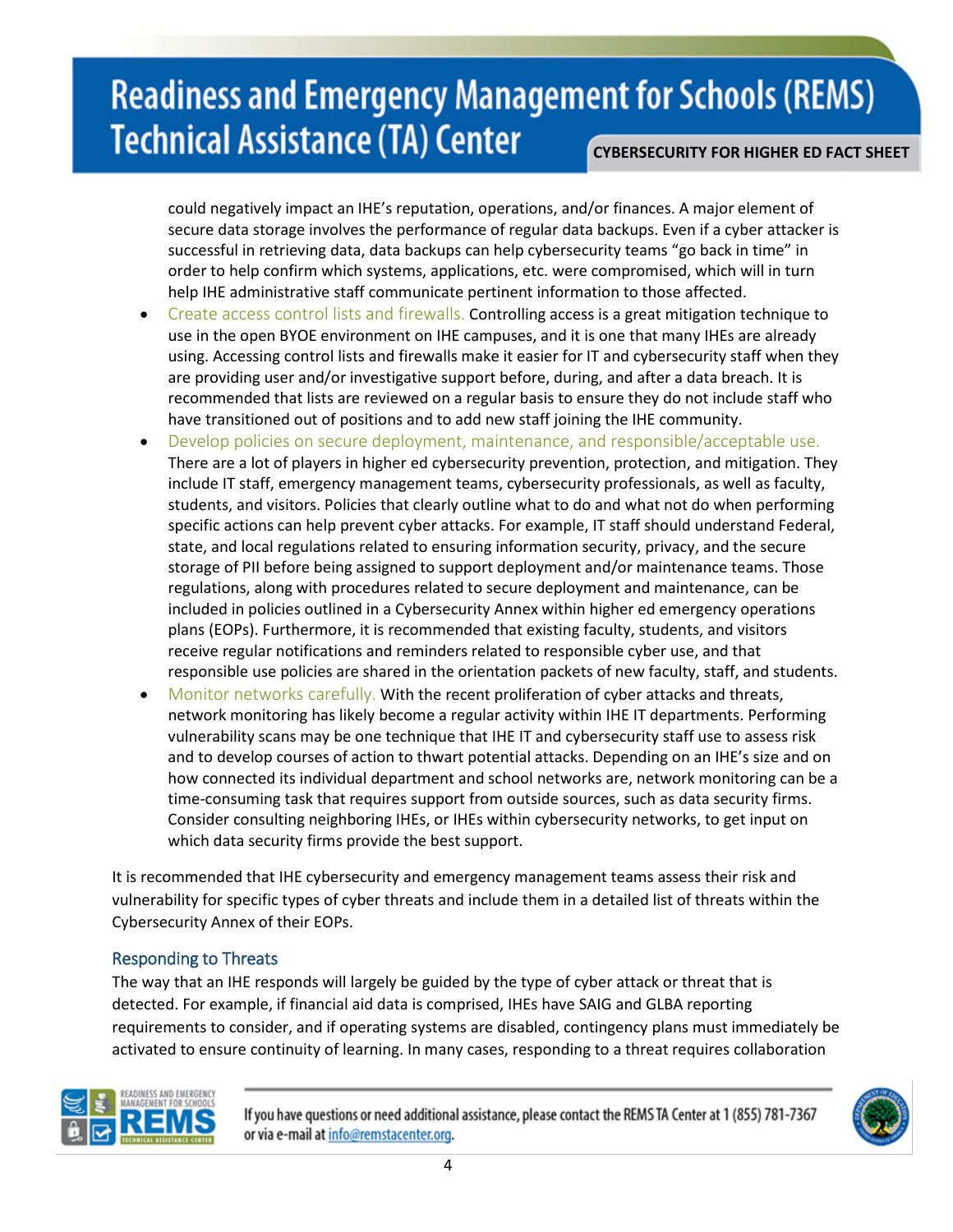could negatively impact an IHE's reputation, operations, and/or finances. A major element of secure data storage involves the performance of regular data backups. Even if a cyber attacker is successful in retrieving data, data backups can help cybersecurity teams "go back in time" in order to help confirm which systems, applications, etc. were compromised, which will in turn help IHE administrative staff communicate pertinent information to those affected.

- Create access control lists and firewalls. Controlling access is a great mitigation technique to use in the open BYOE environment on IHE campuses, and it is one that many IHEs are already using. Accessing control lists and firewalls make it easier for IT and cybersecurity staff when they are providing user and/or investigative support before, during, and after a data breach. It is recommended that lists are reviewed on a regular basis to ensure they do not include staff who have transitioned out of positions and to add new staff joining the IHE community.
- Develop policies on secure deployment, maintenance, and responsible/acceptable use. There are a lot of players in higher ed cybersecurity prevention, protection, and mitigation. They include IT staff, emergency management teams, cybersecurity professionals, as well as faculty, students, and visitors. Policies that clearly outline what to do and what not do when performing specific actions can help prevent cyber attacks. For example, IT staff should understand Federal, state, and local regulations related to ensuring information security, privacy, and the secure storage of PII before being assigned to support deployment and/or maintenance teams. Those regulations, along with procedures related to secure deployment and maintenance, can be included in policies outlined in a Cybersecurity Annex within higher ed emergency operations plans (EOPs). Furthermore, it is recommended that existing faculty, students, and visitors receive regular notifications and reminders related to responsible cyber use, and that responsible use policies are shared in the orientation packets of new faculty, staff, and students.
- Monitor networks carefully. With the recent proliferation of cyber attacks and threats, network monitoring has likely become a regular activity within IHE IT departments. Performing vulnerability scans may be one technique that IHE IT and cybersecurity staff use to assess risk and to develop courses of action to thwart potential attacks. Depending on an IHE's size and on how connected its individual department and school networks are, network monitoring can be a time-consuming task that requires support from outside sources, such as data security firms. Consider consulting neighboring IHEs, or IHEs within cybersecurity networks, to get input on which data security firms provide the best support.

It is recommended that IHE cybersecurity and emergency management teams assess their risk and vulnerability for specific types of cyber threats and include them in a detailed list of threats within the Cybersecurity Annex of their EOPs.

## Responding to Threats

The way that an IHE responds will largely be guided by the type of cyber attack or threat that is detected. For example, if financial aid data is comprised, IHEs have SAIG and GLBA reporting requirements to consider, and if operating systems are disabled, contingency plans must immediately be activated to ensure continuity of learning. In many cases, responding to a threat requires collaboration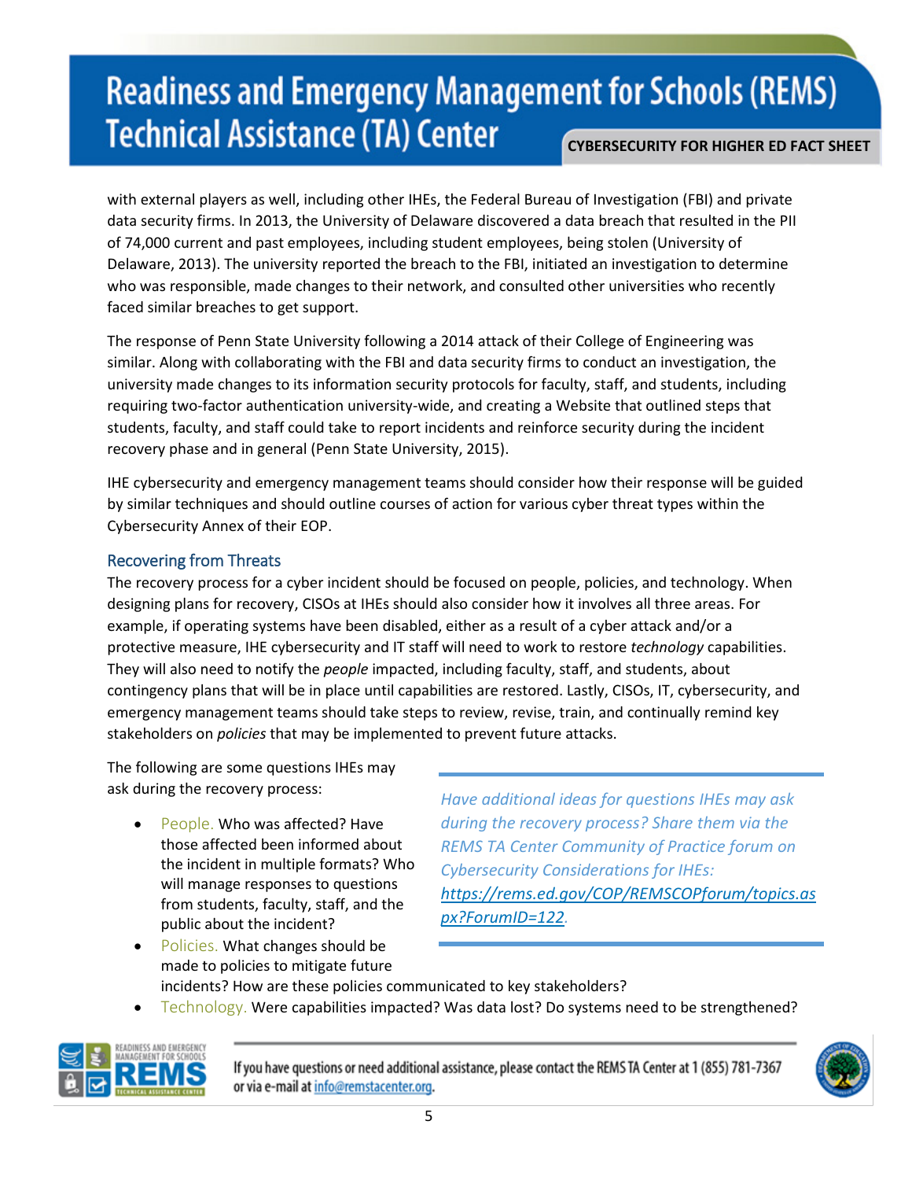with external players as well, including other IHEs, the Federal Bureau of Investigation (FBI) and private data security firms. In 2013, the University of Delaware discovered a data breach that resulted in the PII of 74,000 current and past employees, including student employees, being stolen (University of Delaware, 2013). The university reported the breach to the FBI, initiated an investigation to determine who was responsible, made changes to their network, and consulted other universities who recently faced similar breaches to get support.

The response of Penn State University following a 2014 attack of their College of Engineering was similar. Along with collaborating with the FBI and data security firms to conduct an investigation, the university made changes to its information security protocols for faculty, staff, and students, including requiring two-factor authentication university-wide, and creating a Website that outlined steps that students, faculty, and staff could take to report incidents and reinforce security during the incident recovery phase and in general (Penn State University, 2015).

IHE cybersecurity and emergency management teams should consider how their response will be guided by similar techniques and should outline courses of action for various cyber threat types within the Cybersecurity Annex of their EOP.

## Recovering from Threats

The recovery process for a cyber incident should be focused on people, policies, and technology. When designing plans for recovery, CISOs at IHEs should also consider how it involves all three areas. For example, if operating systems have been disabled, either as a result of a cyber attack and/or a protective measure, IHE cybersecurity and IT staff will need to work to restore *technology* capabilities. They will also need to notify the *people* impacted, including faculty, staff, and students, about contingency plans that will be in place until capabilities are restored. Lastly, CISOs, IT, cybersecurity, and emergency management teams should take steps to review, revise, train, and continually remind key stakeholders on *policies* that may be implemented to prevent future attacks.

The following are some questions IHEs may ask during the recovery process:

- People. Who was affected? Have those affected been informed about the incident in multiple formats? Who will manage responses to questions from students, faculty, staff, and the public about the incident?
- Policies. What changes should be made to policies to mitigate future incidents? How are these policies communicated to key stakeholders?
- Technology. Were capabilities impacted? Was data lost? Do systems need to be strengthened?

*Have additional ideas for questions IHEs may ask during the recovery process? Share them via the REMS TA Center Community of Practice forum on Cybersecurity Considerations for IHEs: [https://rems.ed.gov/COP/REMSCOPforum/topics.aspx?ForumID=122](https://rems.ed.gov/COP/REMSCOPforum/topics.aspx?ForumID=122).*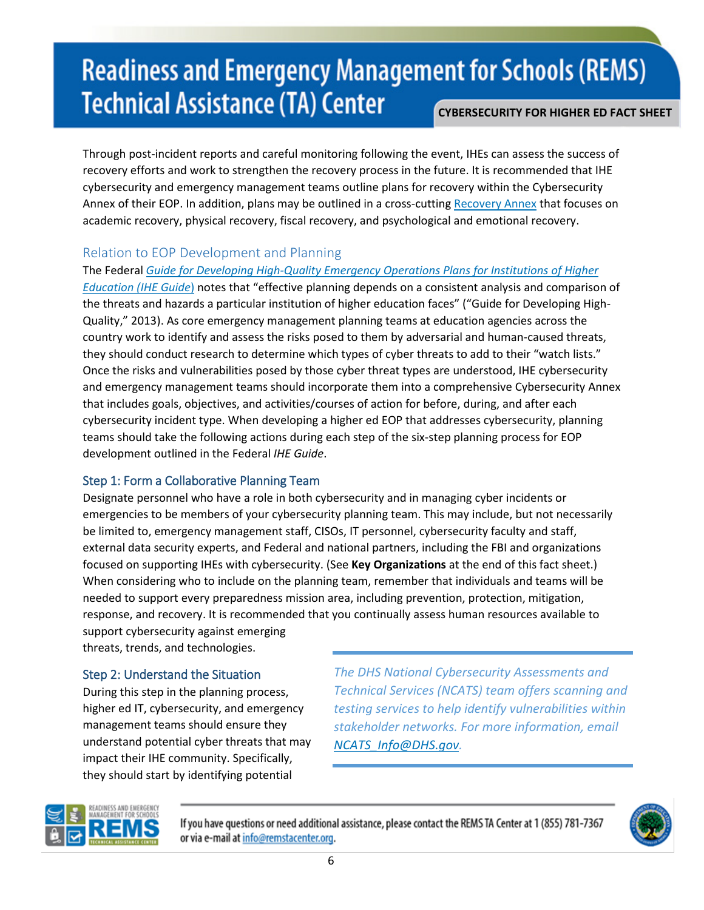Through post-incident reports and careful monitoring following the event, IHEs can assess the success of recovery efforts and work to strengthen the recovery process in the future. It is recommended that IHE cybersecurity and emergency management teams outline plans for recovery within the Cybersecurity Annex of their EOP. In addition, plans may be outlined in a cross-cutting [Recovery Annex](#) that focuses on academic recovery, physical recovery, fiscal recovery, and psychological and emotional recovery.

## Relation to EOP Development and Planning

The Federal [*Guide for Developing High-Quality Emergency Operations Plans for Institutions of Higher Education (IHE Guide)*](#) notes that "effective planning depends on a consistent analysis and comparison of the threats and hazards a particular institution of higher education faces" ("Guide for Developing High-Quality," 2013). As core emergency management planning teams at education agencies across the country work to identify and assess the risks posed to them by adversarial and human-caused threats, they should conduct research to determine which types of cyber threats to add to their "watch lists." Once the risks and vulnerabilities posed by those cyber threat types are understood, IHE cybersecurity and emergency management teams should incorporate them into a comprehensive Cybersecurity Annex that includes goals, objectives, and activities/courses of action for before, during, and after each cybersecurity incident type. When developing a higher ed EOP that addresses cybersecurity, planning teams should take the following actions during each step of the six-step planning process for EOP development outlined in the Federal *IHE Guide*.

### Step 1: Form a Collaborative Planning Team

Designate personnel who have a role in both cybersecurity and in managing cyber incidents or emergencies to be members of your cybersecurity planning team. This may include, but not necessarily be limited to, emergency management staff, CISOs, IT personnel, cybersecurity faculty and staff, external data security experts, and Federal and national partners, including the FBI and organizations focused on supporting IHEs with cybersecurity. (See **Key Organizations** at the end of this fact sheet.) When considering who to include on the planning team, remember that individuals and teams will be needed to support every preparedness mission area, including prevention, protection, mitigation, response, and recovery. It is recommended that you continually assess human resources available to support cybersecurity against emerging threats, trends, and technologies.

> *The DHS National Cybersecurity Assessments and Technical Services (NCATS) team offers scanning and testing services to help identify vulnerabilities within stakeholder networks. For more information, email [NCATS_Info@DHS.gov](mailto:NCATS_Info@DHS.gov).*

### Step 2: Understand the Situation

During this step in the planning process, higher ed IT, cybersecurity, and emergency management teams should ensure they understand potential cyber threats that may impact their IHE community. Specifically, they should start by identifying potential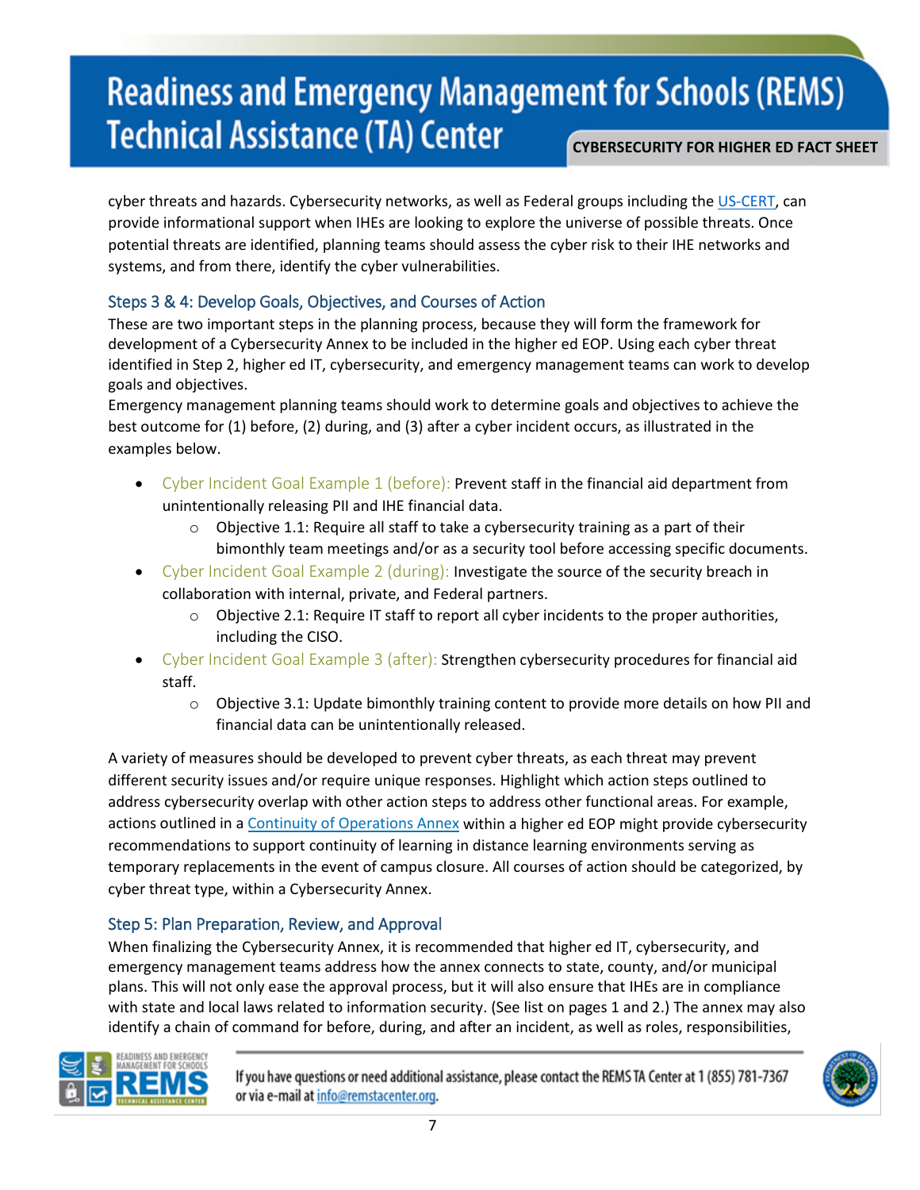cyber threats and hazards. Cybersecurity networks, as well as Federal groups including the US-CERT, can provide informational support when IHEs are looking to explore the universe of possible threats. Once potential threats are identified, planning teams should assess the cyber risk to their IHE networks and systems, and from there, identify the cyber vulnerabilities.

### Steps 3 & 4: Develop Goals, Objectives, and Courses of Action

These are two important steps in the planning process, because they will form the framework for development of a Cybersecurity Annex to be included in the higher ed EOP. Using each cyber threat identified in Step 2, higher ed IT, cybersecurity, and emergency management teams can work to develop goals and objectives.

Emergency management planning teams should work to determine goals and objectives to achieve the best outcome for (1) before, (2) during, and (3) after a cyber incident occurs, as illustrated in the examples below.

- Cyber Incident Goal Example 1 (before): Prevent staff in the financial aid department from unintentionally releasing PII and IHE financial data.
  - Objective 1.1: Require all staff to take a cybersecurity training as a part of their bimonthly team meetings and/or as a security tool before accessing specific documents.
- Cyber Incident Goal Example 2 (during): Investigate the source of the security breach in collaboration with internal, private, and Federal partners.
  - Objective 2.1: Require IT staff to report all cyber incidents to the proper authorities, including the CISO.
- Cyber Incident Goal Example 3 (after): Strengthen cybersecurity procedures for financial aid staff.
  - Objective 3.1: Update bimonthly training content to provide more details on how PII and financial data can be unintentionally released.

A variety of measures should be developed to prevent cyber threats, as each threat may prevent different security issues and/or require unique responses. Highlight which action steps outlined to address cybersecurity overlap with other action steps to address other functional areas. For example, actions outlined in a Continuity of Operations Annex within a higher ed EOP might provide cybersecurity recommendations to support continuity of learning in distance learning environments serving as temporary replacements in the event of campus closure. All courses of action should be categorized, by cyber threat type, within a Cybersecurity Annex.

### Step 5: Plan Preparation, Review, and Approval

When finalizing the Cybersecurity Annex, it is recommended that higher ed IT, cybersecurity, and emergency management teams address how the annex connects to state, county, and/or municipal plans. This will not only ease the approval process, but it will also ensure that IHEs are in compliance with state and local laws related to information security. (See list on pages 1 and 2.) The annex may also identify a chain of command for before, during, and after an incident, as well as roles, responsibilities,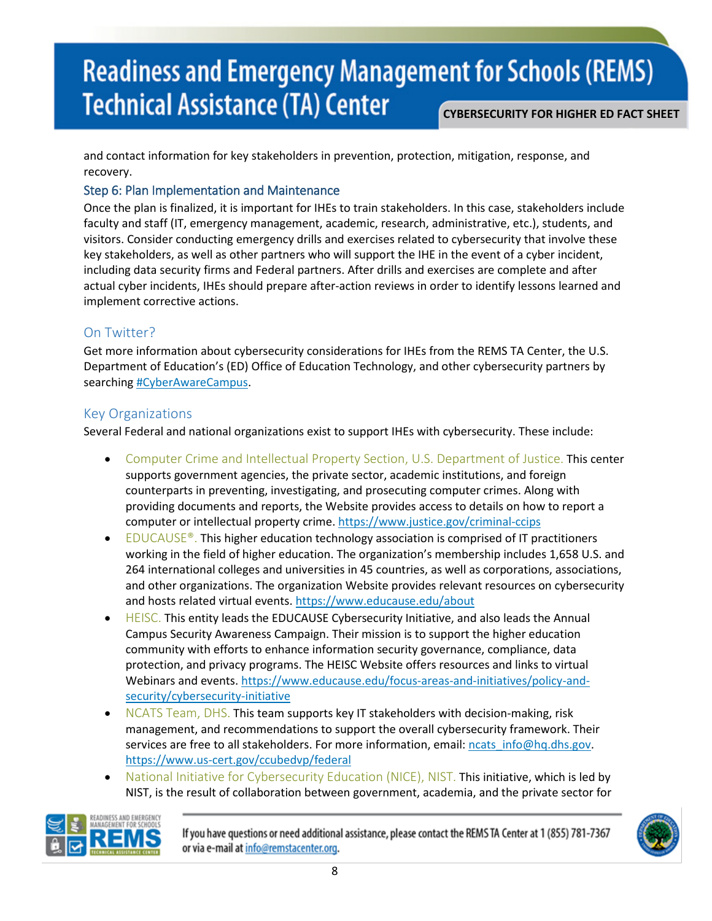and contact information for key stakeholders in prevention, protection, mitigation, response, and recovery.

### Step 6: Plan Implementation and Maintenance

Once the plan is finalized, it is important for IHEs to train stakeholders. In this case, stakeholders include faculty and staff (IT, emergency management, academic, research, administrative, etc.), students, and visitors. Consider conducting emergency drills and exercises related to cybersecurity that involve these key stakeholders, as well as other partners who will support the IHE in the event of a cyber incident, including data security firms and Federal partners. After drills and exercises are complete and after actual cyber incidents, IHEs should prepare after-action reviews in order to identify lessons learned and implement corrective actions.

## On Twitter?

Get more information about cybersecurity considerations for IHEs from the REMS TA Center, the U.S. Department of Education's (ED) Office of Education Technology, and other cybersecurity partners by searching [#CyberAwareCampus](#CyberAwareCampus).

## Key Organizations

Several Federal and national organizations exist to support IHEs with cybersecurity. These include:

- Computer Crime and Intellectual Property Section, U.S. Department of Justice. This center supports government agencies, the private sector, academic institutions, and foreign counterparts in preventing, investigating, and prosecuting computer crimes. Along with providing documents and reports, the Website provides access to details on how to report a computer or intellectual property crime. https://www.justice.gov/criminal-ccips
- EDUCAUSE®. This higher education technology association is comprised of IT practitioners working in the field of higher education. The organization's membership includes 1,658 U.S. and 264 international colleges and universities in 45 countries, as well as corporations, associations, and other organizations. The organization Website provides relevant resources on cybersecurity and hosts related virtual events. https://www.educause.edu/about
- HEISC. This entity leads the EDUCAUSE Cybersecurity Initiative, and also leads the Annual Campus Security Awareness Campaign. Their mission is to support the higher education community with efforts to enhance information security governance, compliance, data protection, and privacy programs. The HEISC Website offers resources and links to virtual Webinars and events. https://www.educause.edu/focus-areas-and-initiatives/policy-and-security/cybersecurity-initiative
- NCATS Team, DHS. This team supports key IT stakeholders with decision-making, risk management, and recommendations to support the overall cybersecurity framework. Their services are free to all stakeholders. For more information, email: ncats_info@hq.dhs.gov. https://www.us-cert.gov/ccubedvp/federal
- National Initiative for Cybersecurity Education (NICE), NIST. This initiative, which is led by NIST, is the result of collaboration between government, academia, and the private sector for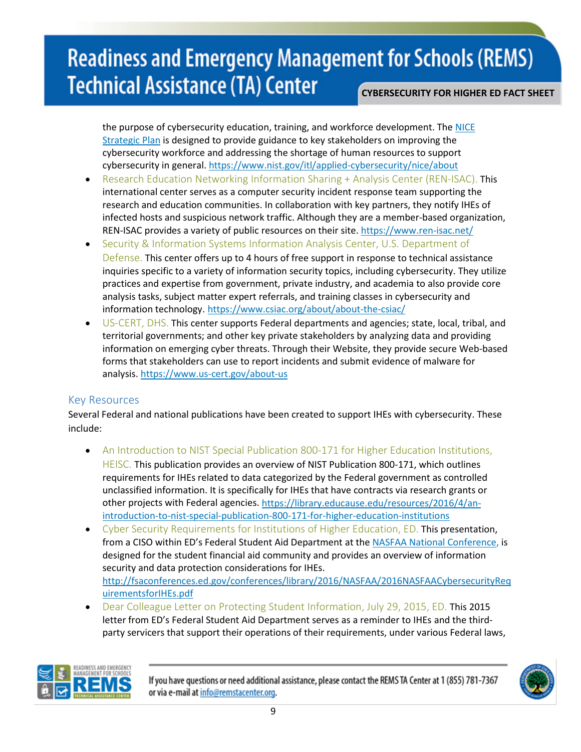the purpose of cybersecurity education, training, and workforce development. The NICE Strategic Plan is designed to provide guidance to key stakeholders on improving the cybersecurity workforce and addressing the shortage of human resources to support cybersecurity in general. https://www.nist.gov/itl/applied-cybersecurity/nice/about

- Research Education Networking Information Sharing + Analysis Center (REN-ISAC). This international center serves as a computer security incident response team supporting the research and education communities. In collaboration with key partners, they notify IHEs of infected hosts and suspicious network traffic. Although they are a member-based organization, REN-ISAC provides a variety of public resources on their site. https://www.ren-isac.net/
- Security & Information Systems Information Analysis Center, U.S. Department of Defense. This center offers up to 4 hours of free support in response to technical assistance inquiries specific to a variety of information security topics, including cybersecurity. They utilize practices and expertise from government, private industry, and academia to also provide core analysis tasks, subject matter expert referrals, and training classes in cybersecurity and information technology. https://www.csiac.org/about/about-the-csiac/
- US-CERT, DHS. This center supports Federal departments and agencies; state, local, tribal, and territorial governments; and other key private stakeholders by analyzing data and providing information on emerging cyber threats. Through their Website, they provide secure Web-based forms that stakeholders can use to report incidents and submit evidence of malware for analysis. https://www.us-cert.gov/about-us

## Key Resources

Several Federal and national publications have been created to support IHEs with cybersecurity. These include:

- An Introduction to NIST Special Publication 800-171 for Higher Education Institutions, HEISC. This publication provides an overview of NIST Publication 800-171, which outlines requirements for IHEs related to data categorized by the Federal government as controlled unclassified information. It is specifically for IHEs that have contracts via research grants or other projects with Federal agencies. https://library.educause.edu/resources/2016/4/an-introduction-to-nist-special-publication-800-171-for-higher-education-institutions
- Cyber Security Requirements for Institutions of Higher Education, ED. This presentation, from a CISO within ED's Federal Student Aid Department at the NASFAA National Conference, is designed for the student financial aid community and provides an overview of information security and data protection considerations for IHEs. http://fsaconferences.ed.gov/conferences/library/2016/NASFAA/2016NASFAACybersecurityRequirementsforIHEs.pdf
- Dear Colleague Letter on Protecting Student Information, July 29, 2015, ED. This 2015 letter from ED's Federal Student Aid Department serves as a reminder to IHEs and the third-party servicers that support their operations of their requirements, under various Federal laws,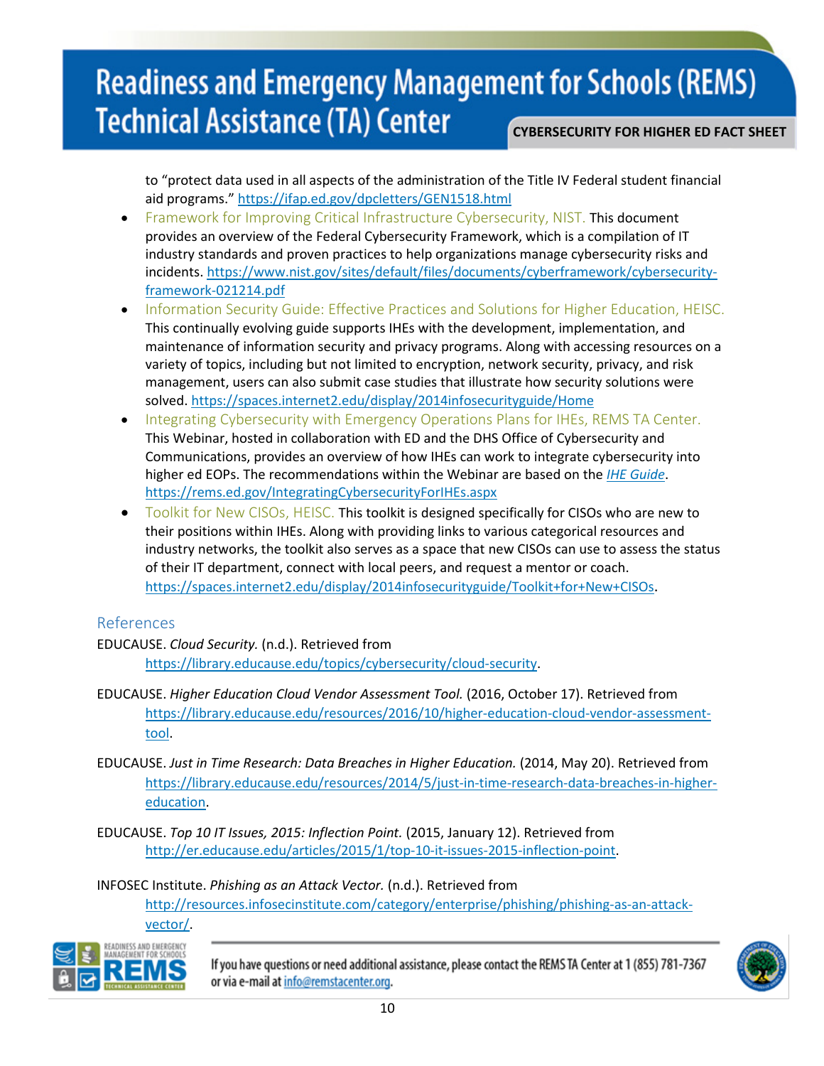to "protect data used in all aspects of the administration of the Title IV Federal student financial aid programs." https://ifap.ed.gov/dpcletters/GEN1518.html

- Framework for Improving Critical Infrastructure Cybersecurity, NIST. This document provides an overview of the Federal Cybersecurity Framework, which is a compilation of IT industry standards and proven practices to help organizations manage cybersecurity risks and incidents. https://www.nist.gov/sites/default/files/documents/cyberframework/cybersecurity-framework-021214.pdf
- Information Security Guide: Effective Practices and Solutions for Higher Education, HEISC. This continually evolving guide supports IHEs with the development, implementation, and maintenance of information security and privacy programs. Along with accessing resources on a variety of topics, including but not limited to encryption, network security, privacy, and risk management, users can also submit case studies that illustrate how security solutions were solved. https://spaces.internet2.edu/display/2014infosecurityguide/Home
- Integrating Cybersecurity with Emergency Operations Plans for IHEs, REMS TA Center. This Webinar, hosted in collaboration with ED and the DHS Office of Cybersecurity and Communications, provides an overview of how IHEs can work to integrate cybersecurity into higher ed EOPs. The recommendations within the Webinar are based on the *IHE Guide*. https://rems.ed.gov/IntegratingCybersecurityForIHEs.aspx
- Toolkit for New CISOs, HEISC. This toolkit is designed specifically for CISOs who are new to their positions within IHEs. Along with providing links to various categorical resources and industry networks, the toolkit also serves as a space that new CISOs can use to assess the status of their IT department, connect with local peers, and request a mentor or coach. https://spaces.internet2.edu/display/2014infosecurityguide/Toolkit+for+New+CISOs.

## References

EDUCAUSE. *Cloud Security.* (n.d.). Retrieved from https://library.educause.edu/topics/cybersecurity/cloud-security.

EDUCAUSE. *Higher Education Cloud Vendor Assessment Tool.* (2016, October 17). Retrieved from https://library.educause.edu/resources/2016/10/higher-education-cloud-vendor-assessment-tool.

EDUCAUSE. *Just in Time Research: Data Breaches in Higher Education.* (2014, May 20). Retrieved from https://library.educause.edu/resources/2014/5/just-in-time-research-data-breaches-in-higher-education.

EDUCAUSE. *Top 10 IT Issues, 2015: Inflection Point.* (2015, January 12). Retrieved from http://er.educause.edu/articles/2015/1/top-10-it-issues-2015-inflection-point.

INFOSEC Institute. *Phishing as an Attack Vector.* (n.d.). Retrieved from http://resources.infosecinstitute.com/category/enterprise/phishing/phishing-as-an-attack-vector/.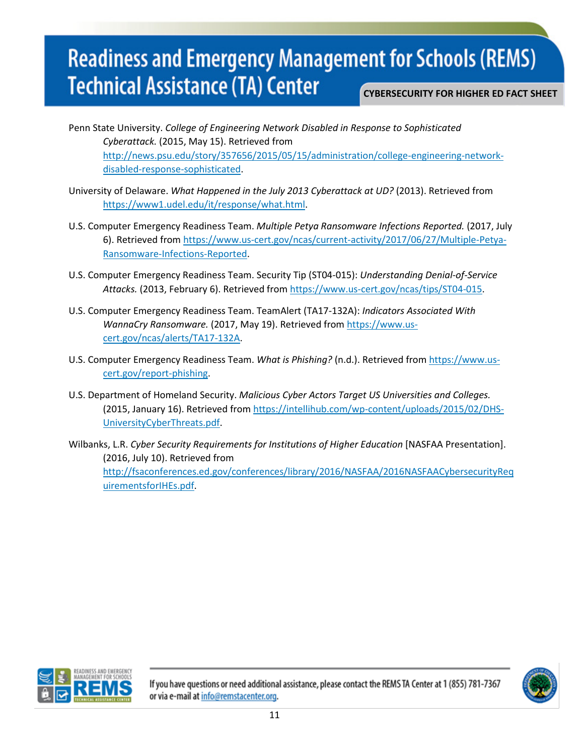Penn State University. *College of Engineering Network Disabled in Response to Sophisticated Cyberattack.* (2015, May 15). Retrieved from http://news.psu.edu/story/357656/2015/05/15/administration/college-engineering-network-disabled-response-sophisticated.

University of Delaware. *What Happened in the July 2013 Cyberattack at UD?* (2013). Retrieved from https://www1.udel.edu/it/response/what.html.

U.S. Computer Emergency Readiness Team. *Multiple Petya Ransomware Infections Reported.* (2017, July 6). Retrieved from https://www.us-cert.gov/ncas/current-activity/2017/06/27/Multiple-Petya-Ransomware-Infections-Reported.

U.S. Computer Emergency Readiness Team. Security Tip (ST04-015): *Understanding Denial-of-Service Attacks.* (2013, February 6). Retrieved from https://www.us-cert.gov/ncas/tips/ST04-015.

U.S. Computer Emergency Readiness Team. TeamAlert (TA17-132A): *Indicators Associated With WannaCry Ransomware.* (2017, May 19). Retrieved from https://www.us-cert.gov/ncas/alerts/TA17-132A.

U.S. Computer Emergency Readiness Team. *What is Phishing?* (n.d.). Retrieved from https://www.us-cert.gov/report-phishing.

U.S. Department of Homeland Security. *Malicious Cyber Actors Target US Universities and Colleges.* (2015, January 16). Retrieved from https://intellihub.com/wp-content/uploads/2015/02/DHS-UniversityCyberThreats.pdf.

Wilbanks, L.R. *Cyber Security Requirements for Institutions of Higher Education* [NASFAA Presentation]. (2016, July 10). Retrieved from http://fsaconferences.ed.gov/conferences/library/2016/NASFAA/2016NASFAACybersecurityRequirementsforIHEs.pdf.